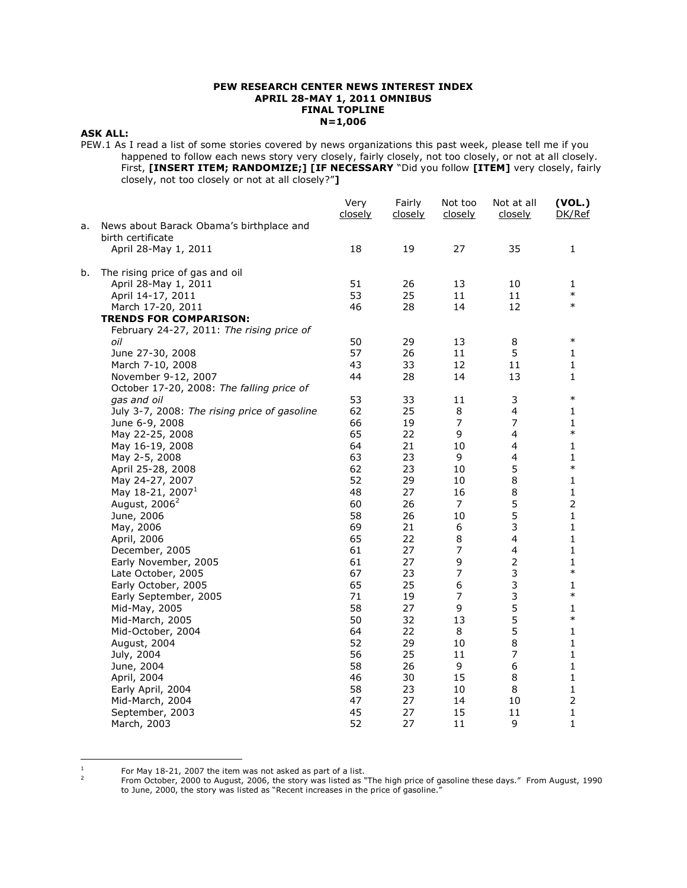**PEW RESEARCH CENTER NEWS INTEREST INDEX**
**APRIL 28-MAY 1, 2011 OMNIBUS**
**FINAL TOPLINE**
**N=1,006**

**ASK ALL:**

PEW.1 As I read a list of some stories covered by news organizations this past week, please tell me if you happened to follow each news story very closely, fairly closely, not too closely, or not at all closely. First, **[INSERT ITEM; RANDOMIZE;] [IF NECESSARY** "Did you follow **[ITEM]** very closely, fairly closely, not too closely or not at all closely?"**]**

| | | Very closely | Fairly closely | Not too closely | Not at all closely | **(VOL.)** DK/Ref |
|---|---|---|---|---|---|---|
| a. | News about Barack Obama's birthplace and birth certificate | | | | | |
| | April 28-May 1, 2011 | 18 | 19 | 27 | 35 | 1 |
| b. | The rising price of gas and oil | | | | | |
| | April 28-May 1, 2011 | 51 | 26 | 13 | 10 | 1 |
| | April 14-17, 2011 | 53 | 25 | 11 | 11 | * |
| | March 17-20, 2011 | 46 | 28 | 14 | 12 | * |
| | **TRENDS FOR COMPARISON:** | | | | | |
| | February 24-27, 2011: *The rising price of oil* | 50 | 29 | 13 | 8 | * |
| | June 27-30, 2008 | 57 | 26 | 11 | 5 | 1 |
| | March 7-10, 2008 | 43 | 33 | 12 | 11 | 1 |
| | November 9-12, 2007 | 44 | 28 | 14 | 13 | 1 |
| | October 17-20, 2008: *The falling price of gas and oil* | 53 | 33 | 11 | 3 | * |
| | July 3-7, 2008: *The rising price of gasoline* | 62 | 25 | 8 | 4 | 1 |
| | June 6-9, 2008 | 66 | 19 | 7 | 7 | 1 |
| | May 22-25, 2008 | 65 | 22 | 9 | 4 | * |
| | May 16-19, 2008 | 64 | 21 | 10 | 4 | 1 |
| | May 2-5, 2008 | 63 | 23 | 9 | 4 | 1 |
| | April 25-28, 2008 | 62 | 23 | 10 | 5 | * |
| | May 24-27, 2007 | 52 | 29 | 10 | 8 | 1 |
| | May 18-21, 2007[1] | 48 | 27 | 16 | 8 | 1 |
| | August, 2006[2] | 60 | 26 | 7 | 5 | 2 |
| | June, 2006 | 58 | 26 | 10 | 5 | 1 |
| | May, 2006 | 69 | 21 | 6 | 3 | 1 |
| | April, 2006 | 65 | 22 | 8 | 4 | 1 |
| | December, 2005 | 61 | 27 | 7 | 4 | 1 |
| | Early November, 2005 | 61 | 27 | 9 | 2 | 1 |
| | Late October, 2005 | 67 | 23 | 7 | 3 | * |
| | Early October, 2005 | 65 | 25 | 6 | 3 | 1 |
| | Early September, 2005 | 71 | 19 | 7 | 3 | * |
| | Mid-May, 2005 | 58 | 27 | 9 | 5 | 1 |
| | Mid-March, 2005 | 50 | 32 | 13 | 5 | * |
| | Mid-October, 2004 | 64 | 22 | 8 | 5 | 1 |
| | August, 2004 | 52 | 29 | 10 | 8 | 1 |
| | July, 2004 | 56 | 25 | 11 | 7 | 1 |
| | June, 2004 | 58 | 26 | 9 | 6 | 1 |
| | April, 2004 | 46 | 30 | 15 | 8 | 1 |
| | Early April, 2004 | 58 | 23 | 10 | 8 | 1 |
| | Mid-March, 2004 | 47 | 27 | 14 | 10 | 2 |
| | September, 2003 | 45 | 27 | 15 | 11 | 1 |
| | March, 2003 | 52 | 27 | 11 | 9 | 1 |

[1] For May 18-21, 2007 the item was not asked as part of a list.

[2] From October, 2000 to August, 2006, the story was listed as "The high price of gasoline these days." From August, 1990 to June, 2000, the story was listed as "Recent increases in the price of gasoline."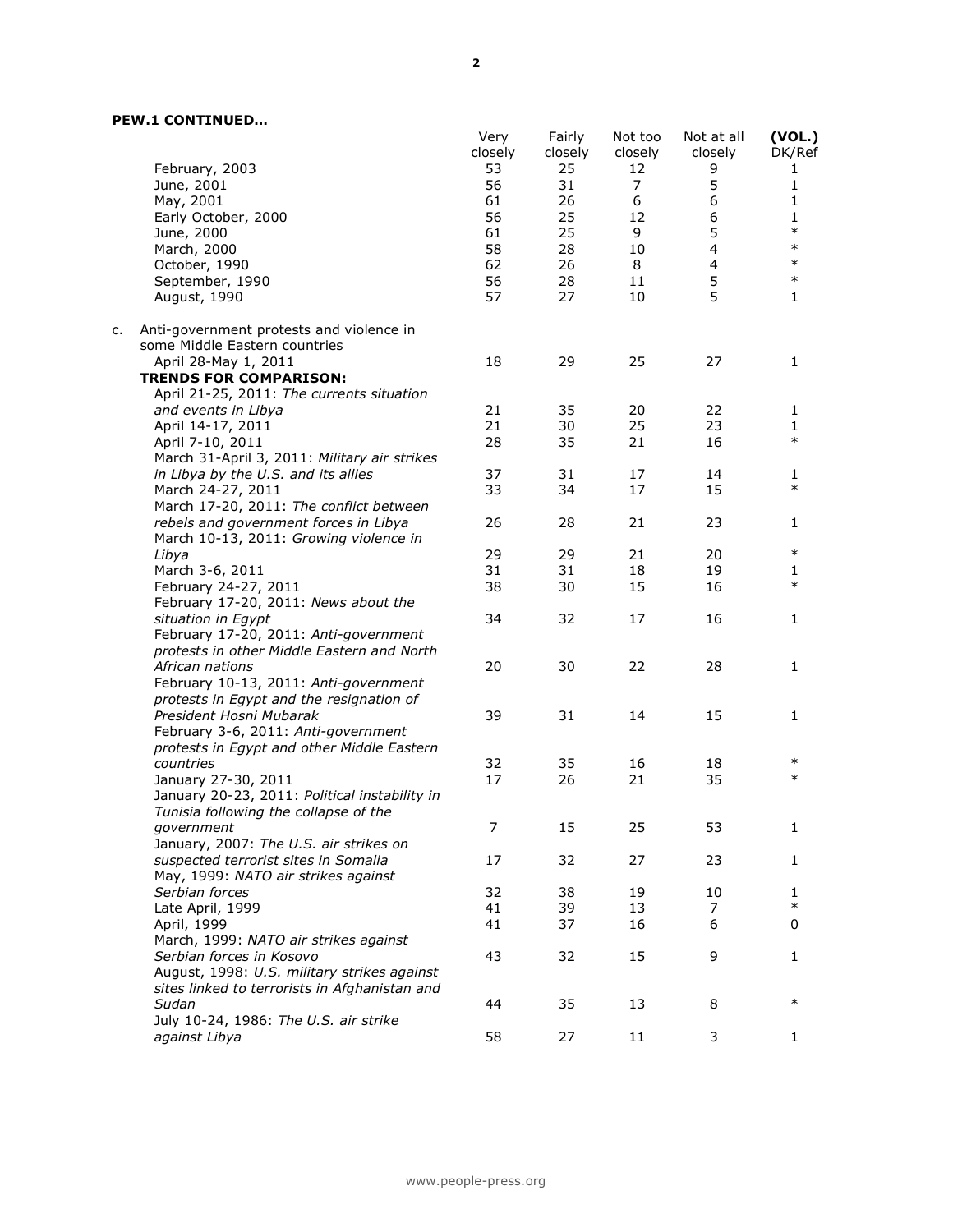**PEW.1 CONTINUED…**

| | Very closely | Fairly closely | Not too closely | Not at all closely | (VOL.) DK/Ref |
|---|---|---|---|---|---|
| February, 2003 | 53 | 25 | 12 | 9 | 1 |
| June, 2001 | 56 | 31 | 7 | 5 | 1 |
| May, 2001 | 61 | 26 | 6 | 6 | 1 |
| Early October, 2000 | 56 | 25 | 12 | 6 | 1 |
| June, 2000 | 61 | 25 | 9 | 5 | * |
| March, 2000 | 58 | 28 | 10 | 4 | * |
| October, 1990 | 62 | 26 | 8 | 4 | * |
| September, 1990 | 56 | 28 | 11 | 5 | * |
| August, 1990 | 57 | 27 | 10 | 5 | 1 |
| c. Anti-government protests and violence in some Middle Eastern countries | | | | | |
| April 28-May 1, 2011 | 18 | 29 | 25 | 27 | 1 |
| **TRENDS FOR COMPARISON:** | | | | | |
| April 21-25, 2011: *The currents situation and events in Libya* | 21 | 35 | 20 | 22 | 1 |
| April 14-17, 2011 | 21 | 30 | 25 | 23 | 1 |
| April 7-10, 2011 | 28 | 35 | 21 | 16 | * |
| March 31-April 3, 2011: *Military air strikes in Libya by the U.S. and its allies* | 37 | 31 | 17 | 14 | 1 |
| March 24-27, 2011 | 33 | 34 | 17 | 15 | * |
| March 17-20, 2011: *The conflict between rebels and government forces in Libya* | 26 | 28 | 21 | 23 | 1 |
| March 10-13, 2011: *Growing violence in Libya* | 29 | 29 | 21 | 20 | * |
| March 3-6, 2011 | 31 | 31 | 18 | 19 | 1 |
| February 24-27, 2011 | 38 | 30 | 15 | 16 | * |
| February 17-20, 2011: *News about the situation in Egypt* | 34 | 32 | 17 | 16 | 1 |
| February 17-20, 2011: *Anti-government protests in other Middle Eastern and North African nations* | 20 | 30 | 22 | 28 | 1 |
| February 10-13, 2011: *Anti-government protests in Egypt and the resignation of President Hosni Mubarak* | 39 | 31 | 14 | 15 | 1 |
| February 3-6, 2011: *Anti-government protests in Egypt and other Middle Eastern countries* | 32 | 35 | 16 | 18 | * |
| January 27-30, 2011 | 17 | 26 | 21 | 35 | * |
| January 20-23, 2011: *Political instability in Tunisia following the collapse of the government* | 7 | 15 | 25 | 53 | 1 |
| January, 2007: *The U.S. air strikes on suspected terrorist sites in Somalia* | 17 | 32 | 27 | 23 | 1 |
| May, 1999: *NATO air strikes against Serbian forces* | 32 | 38 | 19 | 10 | 1 |
| Late April, 1999 | 41 | 39 | 13 | 7 | * |
| April, 1999 | 41 | 37 | 16 | 6 | 0 |
| March, 1999: *NATO air strikes against Serbian forces in Kosovo* | 43 | 32 | 15 | 9 | 1 |
| August, 1998: *U.S. military strikes against sites linked to terrorists in Afghanistan and Sudan* | 44 | 35 | 13 | 8 | * |
| July 10-24, 1986: *The U.S. air strike against Libya* | 58 | 27 | 11 | 3 | 1 |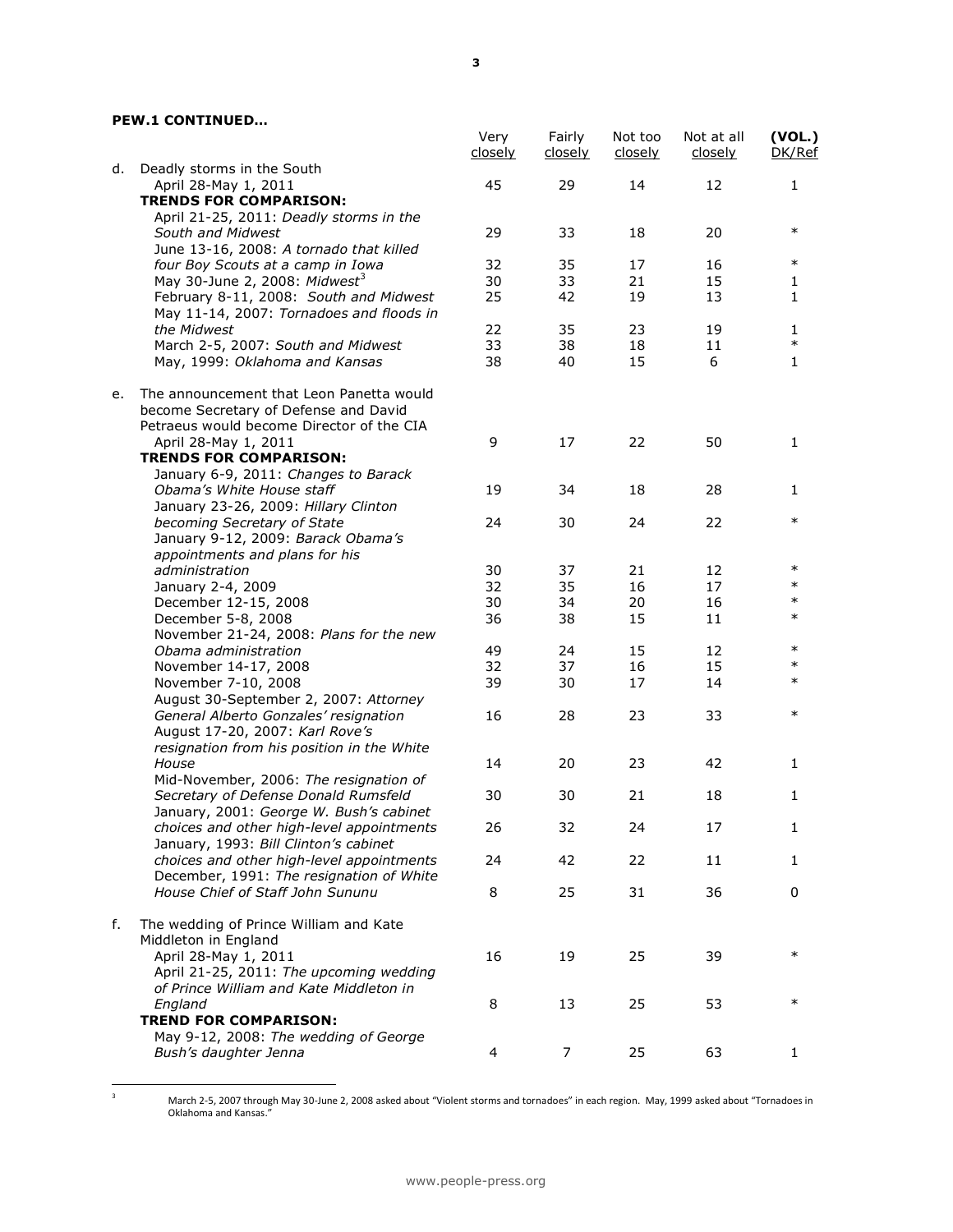**PEW.1 CONTINUED…**

| | Very closely | Fairly closely | Not too closely | Not at all closely | (VOL.) DK/Ref |
|---|---|---|---|---|---|
| d. Deadly storms in the South | | | | | |
| April 28-May 1, 2011 | 45 | 29 | 14 | 12 | 1 |
| **TRENDS FOR COMPARISON:** | | | | | |
| April 21-25, 2011: *Deadly storms in the South and Midwest* | 29 | 33 | 18 | 20 | * |
| June 13-16, 2008: *A tornado that killed four Boy Scouts at a camp in Iowa* | 32 | 35 | 17 | 16 | * |
| May 30-June 2, 2008: *Midwest*[3] | 30 | 33 | 21 | 15 | 1 |
| February 8-11, 2008: *South and Midwest* | 25 | 42 | 19 | 13 | 1 |
| May 11-14, 2007: *Tornadoes and floods in the Midwest* | 22 | 35 | 23 | 19 | 1 |
| March 2-5, 2007: *South and Midwest* | 33 | 38 | 18 | 11 | * |
| May, 1999: *Oklahoma and Kansas* | 38 | 40 | 15 | 6 | 1 |
| e. The announcement that Leon Panetta would become Secretary of Defense and David Petraeus would become Director of the CIA | | | | | |
| April 28-May 1, 2011 | 9 | 17 | 22 | 50 | 1 |
| **TRENDS FOR COMPARISON:** | | | | | |
| January 6-9, 2011: *Changes to Barack Obama's White House staff* | 19 | 34 | 18 | 28 | 1 |
| January 23-26, 2009: *Hillary Clinton becoming Secretary of State* | 24 | 30 | 24 | 22 | * |
| January 9-12, 2009: *Barack Obama's appointments and plans for his administration* | 30 | 37 | 21 | 12 | * |
| January 2-4, 2009 | 32 | 35 | 16 | 17 | * |
| December 12-15, 2008 | 30 | 34 | 20 | 16 | * |
| December 5-8, 2008 | 36 | 38 | 15 | 11 | * |
| November 21-24, 2008: *Plans for the new Obama administration* | 49 | 24 | 15 | 12 | * |
| November 14-17, 2008 | 32 | 37 | 16 | 15 | * |
| November 7-10, 2008 | 39 | 30 | 17 | 14 | * |
| August 30-September 2, 2007: *Attorney General Alberto Gonzales' resignation* | 16 | 28 | 23 | 33 | * |
| August 17-20, 2007: *Karl Rove's resignation from his position in the White House* | 14 | 20 | 23 | 42 | 1 |
| Mid-November, 2006: *The resignation of Secretary of Defense Donald Rumsfeld* | 30 | 30 | 21 | 18 | 1 |
| January, 2001: *George W. Bush's cabinet choices and other high-level appointments* | 26 | 32 | 24 | 17 | 1 |
| January, 1993: *Bill Clinton's cabinet choices and other high-level appointments* | 24 | 42 | 22 | 11 | 1 |
| December, 1991: *The resignation of White House Chief of Staff John Sununu* | 8 | 25 | 31 | 36 | 0 |
| f. The wedding of Prince William and Kate Middleton in England | | | | | |
| April 28-May 1, 2011 | 16 | 19 | 25 | 39 | * |
| April 21-25, 2011: *The upcoming wedding of Prince William and Kate Middleton in England* | 8 | 13 | 25 | 53 | * |
| **TREND FOR COMPARISON:** | | | | | |
| May 9-12, 2008: *The wedding of George Bush's daughter Jenna* | 4 | 7 | 25 | 63 | 1 |

[3] March 2-5, 2007 through May 30-June 2, 2008 asked about "Violent storms and tornadoes" in each region. May, 1999 asked about "Tornadoes in Oklahoma and Kansas."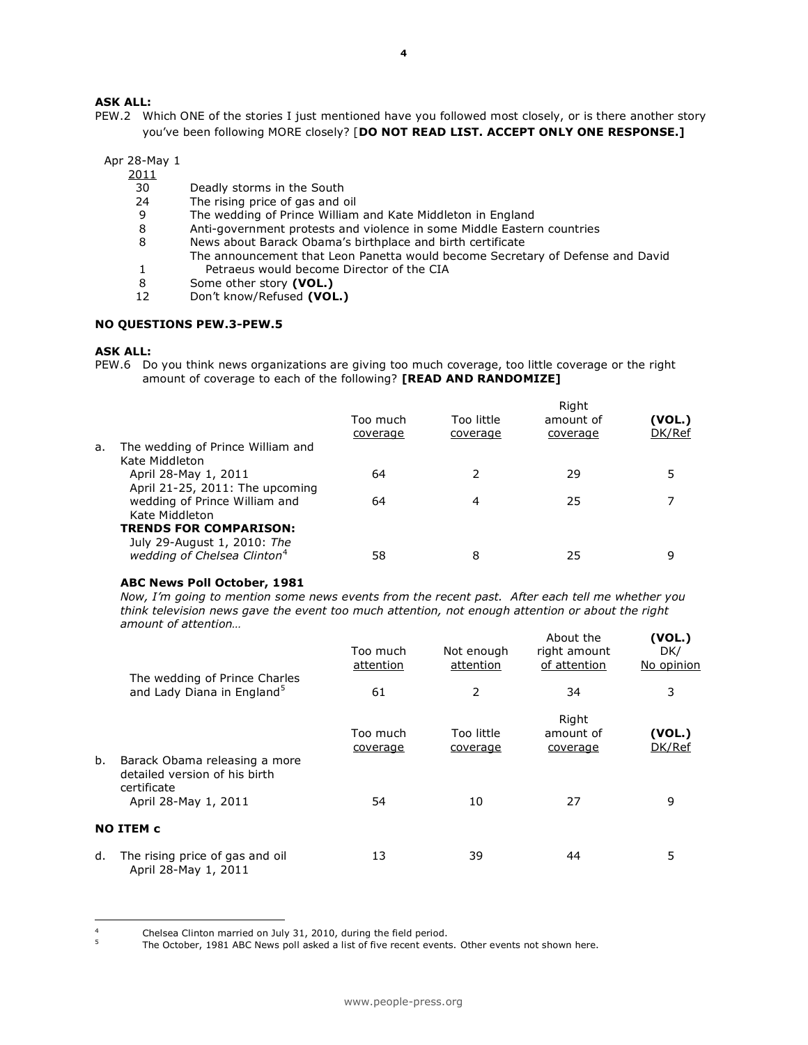**ASK ALL:**

PEW.2 Which ONE of the stories I just mentioned have you followed most closely, or is there another story you've been following MORE closely? [**DO NOT READ LIST. ACCEPT ONLY ONE RESPONSE.]**

| Apr 28-May 1 2011 | |
|---|---|
| 30 | Deadly storms in the South |
| 24 | The rising price of gas and oil |
| 9 | The wedding of Prince William and Kate Middleton in England |
| 8 | Anti-government protests and violence in some Middle Eastern countries |
| 8 | News about Barack Obama's birthplace and birth certificate |
| 1 | The announcement that Leon Panetta would become Secretary of Defense and David Petraeus would become Director of the CIA |
| 8 | Some other story **(VOL.)** |
| 12 | Don't know/Refused **(VOL.)** |

**NO QUESTIONS PEW.3-PEW.5**

**ASK ALL:**

PEW.6 Do you think news organizations are giving too much coverage, too little coverage or the right amount of coverage to each of the following? **[READ AND RANDOMIZE]**

| | Too much coverage | Too little coverage | Right amount of coverage | (VOL.) DK/Ref |
|---|---|---|---|---|
| a. The wedding of Prince William and Kate Middleton | | | | |
| April 28-May 1, 2011 | 64 | 2 | 29 | 5 |
| April 21-25, 2011: The upcoming wedding of Prince William and Kate Middleton | 64 | 4 | 25 | 7 |
| **TRENDS FOR COMPARISON:** | | | | |
| July 29-August 1, 2010: *The wedding of Chelsea Clinton*[4] | 58 | 8 | 25 | 9 |

**ABC News Poll October, 1981**

*Now, I'm going to mention some news events from the recent past. After each tell me whether you think television news gave the event too much attention, not enough attention or about the right amount of attention…*

| | Too much attention | Not enough attention | About the right amount of attention | (VOL.) DK/ No opinion |
|---|---|---|---|---|
| The wedding of Prince Charles and Lady Diana in England[5] | 61 | 2 | 34 | 3 |

| | Too much coverage | Too little coverage | Right amount of coverage | (VOL.) DK/Ref |
|---|---|---|---|---|
| b. Barack Obama releasing a more detailed version of his birth certificate | | | | |
| April 28-May 1, 2011 | 54 | 10 | 27 | 9 |
| **NO ITEM c** | | | | |
| d. The rising price of gas and oil April 28-May 1, 2011 | 13 | 39 | 44 | 5 |

[4] Chelsea Clinton married on July 31, 2010, during the field period.

[5] The October, 1981 ABC News poll asked a list of five recent events. Other events not shown here.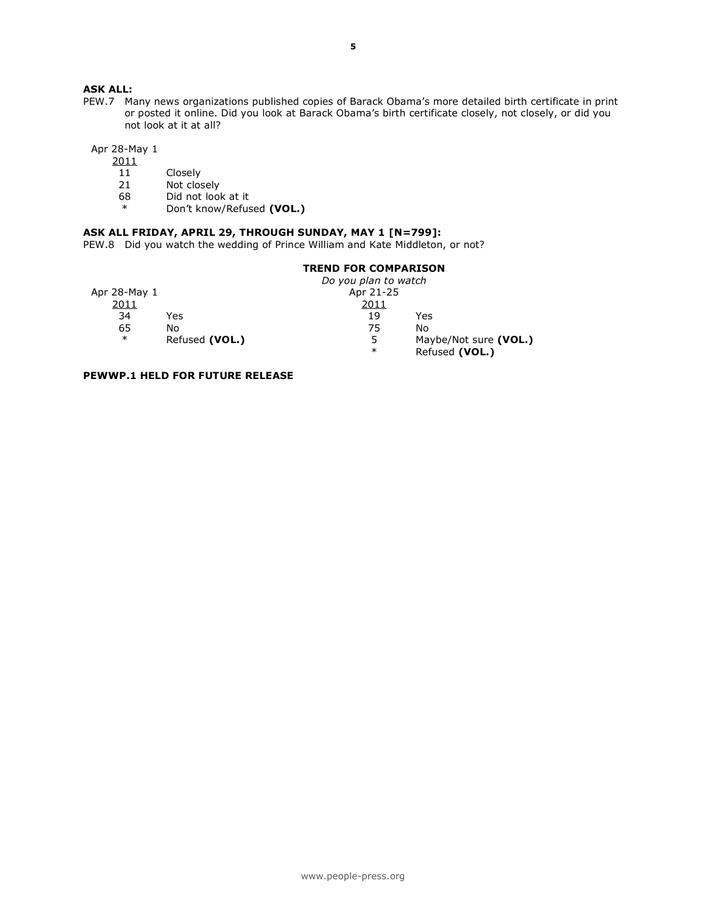**ASK ALL:**

PEW.7 Many news organizations published copies of Barack Obama's more detailed birth certificate in print or posted it online. Did you look at Barack Obama's birth certificate closely, not closely, or did you not look at it at all?

| Apr 28-May 1 2011 | |
|---|---|
| 11 | Closely |
| 21 | Not closely |
| 68 | Did not look at it |
| * | Don't know/Refused **(VOL.)** |

**ASK ALL FRIDAY, APRIL 29, THROUGH SUNDAY, MAY 1 [N=799]:**

PEW.8 Did you watch the wedding of Prince William and Kate Middleton, or not?

| Apr 28-May 1 2011 | |
|---|---|
| 34 | Yes |
| 65 | No |
| * | Refused **(VOL.)** |

**TREND FOR COMPARISON**

*Do you plan to watch*

| Apr 21-25 2011 | |
|---|---|
| 19 | Yes |
| 75 | No |
| 5 | Maybe/Not sure **(VOL.)** |
| * | Refused **(VOL.)** |

**PEWWP.1 HELD FOR FUTURE RELEASE**